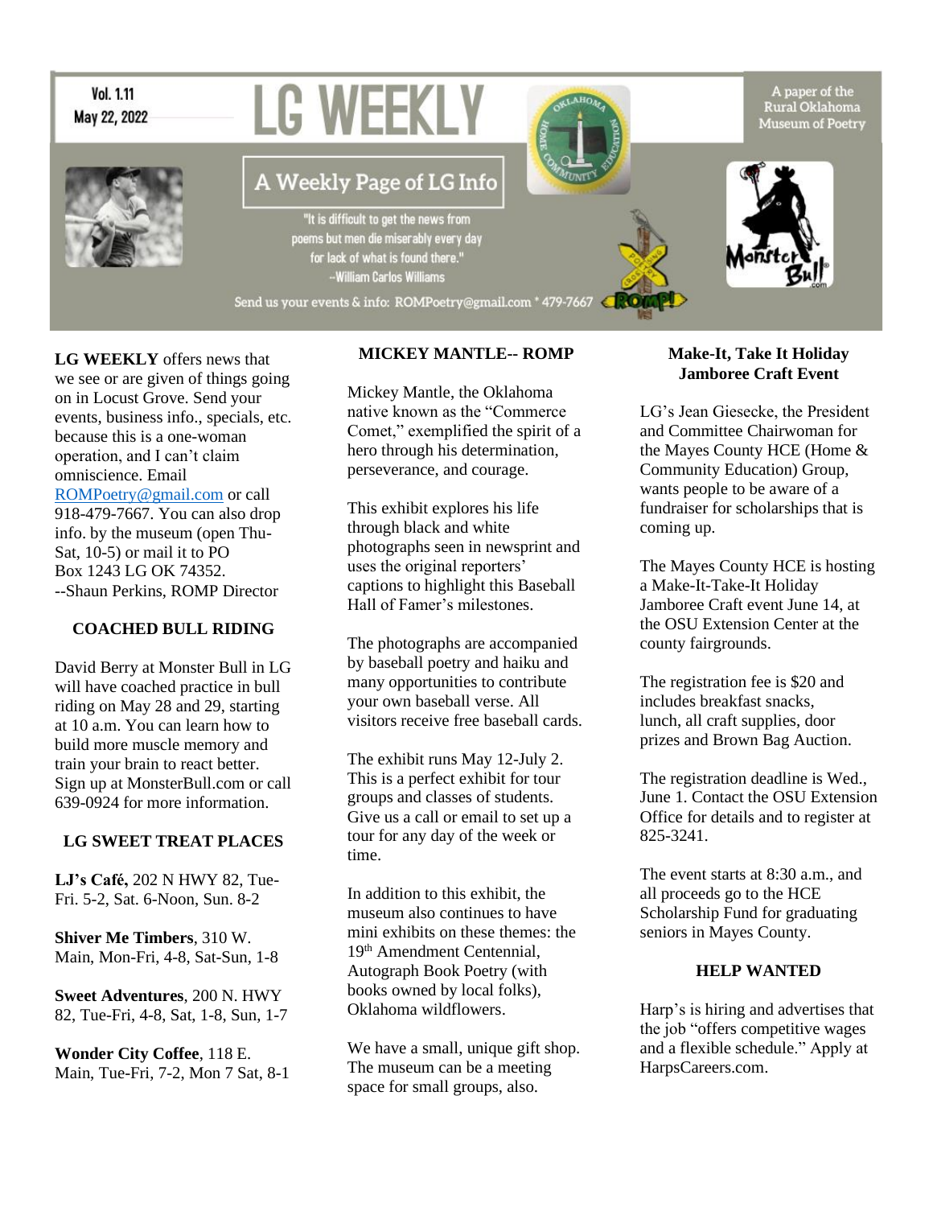Vol. 1.11
May 22, 2022

# LG WEEKLY

A paper of the Rural Oklahoma Museum of Poetry

## A Weekly Page of LG Info

"It is difficult to get the news from poems but men die miserably every day for lack of what is found there."
--William Carlos Williams

Send us your events & info: ROMPoetry@gmail.com * 479-7667

**LG WEEKLY** offers news that we see or are given of things going on in Locust Grove. Send your events, business info., specials, etc. because this is a one-woman operation, and I can't claim omniscience. Email ROMPoetry@gmail.com or call 918-479-7667. You can also drop info. by the museum (open Thu-Sat, 10-5) or mail it to PO Box 1243 LG OK 74352.
--Shaun Perkins, ROMP Director

### COACHED BULL RIDING

David Berry at Monster Bull in LG will have coached practice in bull riding on May 28 and 29, starting at 10 a.m. You can learn how to build more muscle memory and train your brain to react better. Sign up at MonsterBull.com or call 639-0924 for more information.

### LG SWEET TREAT PLACES

**LJ's Café,** 202 N HWY 82, Tue-Fri. 5-2, Sat. 6-Noon, Sun. 8-2

**Shiver Me Timbers**, 310 W. Main, Mon-Fri, 4-8, Sat-Sun, 1-8

**Sweet Adventures**, 200 N. HWY 82, Tue-Fri, 4-8, Sat, 1-8, Sun, 1-7

**Wonder City Coffee**, 118 E. Main, Tue-Fri, 7-2, Mon 7 Sat, 8-1

### MICKEY MANTLE-- ROMP

Mickey Mantle, the Oklahoma native known as the "Commerce Comet," exemplified the spirit of a hero through his determination, perseverance, and courage.

This exhibit explores his life through black and white photographs seen in newsprint and uses the original reporters' captions to highlight this Baseball Hall of Famer's milestones.

The photographs are accompanied by baseball poetry and haiku and many opportunities to contribute your own baseball verse. All visitors receive free baseball cards.

The exhibit runs May 12-July 2. This is a perfect exhibit for tour groups and classes of students. Give us a call or email to set up a tour for any day of the week or time.

In addition to this exhibit, the museum also continues to have mini exhibits on these themes: the 19th Amendment Centennial, Autograph Book Poetry (with books owned by local folks), Oklahoma wildflowers.

We have a small, unique gift shop. The museum can be a meeting space for small groups, also.

### Make-It, Take It Holiday Jamboree Craft Event

LG's Jean Giesecke, the President and Committee Chairwoman for the Mayes County HCE (Home & Community Education) Group, wants people to be aware of a fundraiser for scholarships that is coming up.

The Mayes County HCE is hosting a Make-It-Take-It Holiday Jamboree Craft event June 14, at the OSU Extension Center at the county fairgrounds.

The registration fee is $20 and includes breakfast snacks, lunch, all craft supplies, door prizes and Brown Bag Auction.

The registration deadline is Wed., June 1. Contact the OSU Extension Office for details and to register at 825-3241.

The event starts at 8:30 a.m., and all proceeds go to the HCE Scholarship Fund for graduating seniors in Mayes County.

### HELP WANTED

Harp's is hiring and advertises that the job "offers competitive wages and a flexible schedule." Apply at HarpsCareers.com.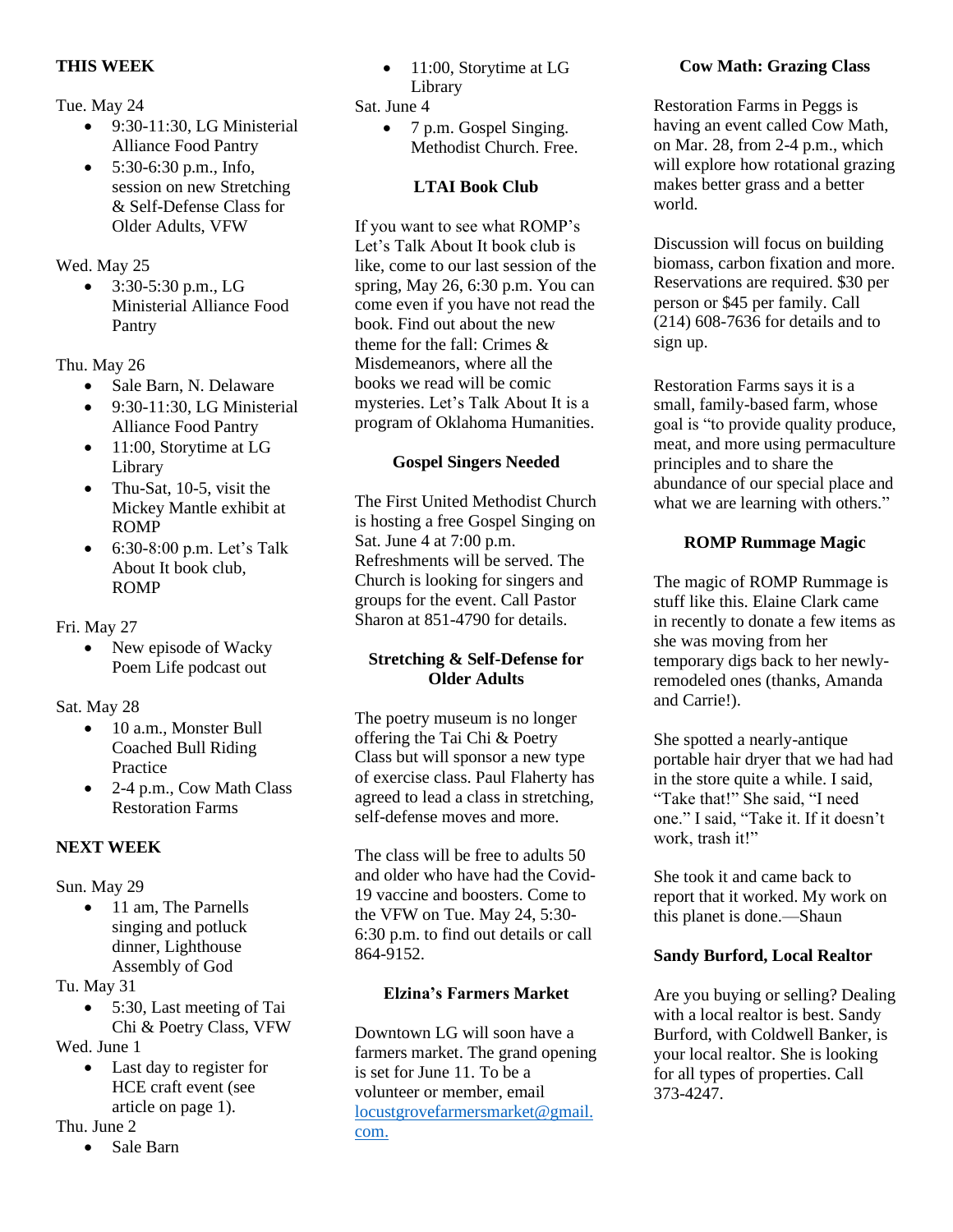**THIS WEEK**

Tue. May 24

- 9:30-11:30, LG Ministerial Alliance Food Pantry
- 5:30-6:30 p.m., Info, session on new Stretching & Self-Defense Class for Older Adults, VFW

Wed. May 25

- 3:30-5:30 p.m., LG Ministerial Alliance Food Pantry

Thu. May 26

- Sale Barn, N. Delaware
- 9:30-11:30, LG Ministerial Alliance Food Pantry
- 11:00, Storytime at LG Library
- Thu-Sat, 10-5, visit the Mickey Mantle exhibit at ROMP
- 6:30-8:00 p.m. Let's Talk About It book club, ROMP

Fri. May 27

- New episode of Wacky Poem Life podcast out

Sat. May 28

- 10 a.m., Monster Bull Coached Bull Riding Practice
- 2-4 p.m., Cow Math Class Restoration Farms

**NEXT WEEK**

Sun. May 29

- 11 am, The Parnells singing and potluck dinner, Lighthouse Assembly of God

Tu. May 31

- 5:30, Last meeting of Tai Chi & Poetry Class, VFW

Wed. June 1

- Last day to register for HCE craft event (see article on page 1).

Thu. June 2

- Sale Barn
- 11:00, Storytime at LG Library

Sat. June 4

- 7 p.m. Gospel Singing. Methodist Church. Free.

**LTAI Book Club**

If you want to see what ROMP's Let's Talk About It book club is like, come to our last session of the spring, May 26, 6:30 p.m. You can come even if you have not read the book. Find out about the new theme for the fall: Crimes & Misdemeanors, where all the books we read will be comic mysteries. Let's Talk About It is a program of Oklahoma Humanities.

**Gospel Singers Needed**

The First United Methodist Church is hosting a free Gospel Singing on Sat. June 4 at 7:00 p.m. Refreshments will be served. The Church is looking for singers and groups for the event. Call Pastor Sharon at 851-4790 for details.

**Stretching & Self-Defense for Older Adults**

The poetry museum is no longer offering the Tai Chi & Poetry Class but will sponsor a new type of exercise class. Paul Flaherty has agreed to lead a class in stretching, self-defense moves and more.

The class will be free to adults 50 and older who have had the Covid-19 vaccine and boosters. Come to the VFW on Tue. May 24, 5:30-6:30 p.m. to find out details or call 864-9152.

**Elzina's Farmers Market**

Downtown LG will soon have a farmers market. The grand opening is set for June 11. To be a volunteer or member, email locustgrovefarmersmarket@gmail.com.

**Cow Math: Grazing Class**

Restoration Farms in Peggs is having an event called Cow Math, on Mar. 28, from 2-4 p.m., which will explore how rotational grazing makes better grass and a better world.

Discussion will focus on building biomass, carbon fixation and more. Reservations are required. $30 per person or $45 per family. Call (214) 608-7636 for details and to sign up.

Restoration Farms says it is a small, family-based farm, whose goal is "to provide quality produce, meat, and more using permaculture principles and to share the abundance of our special place and what we are learning with others."

**ROMP Rummage Magic**

The magic of ROMP Rummage is stuff like this. Elaine Clark came in recently to donate a few items as she was moving from her temporary digs back to her newly-remodeled ones (thanks, Amanda and Carrie!).

She spotted a nearly-antique portable hair dryer that we had had in the store quite a while. I said, "Take that!" She said, "I need one." I said, "Take it. If it doesn't work, trash it!"

She took it and came back to report that it worked. My work on this planet is done.—Shaun

**Sandy Burford, Local Realtor**

Are you buying or selling? Dealing with a local realtor is best. Sandy Burford, with Coldwell Banker, is your local realtor. She is looking for all types of properties. Call 373-4247.